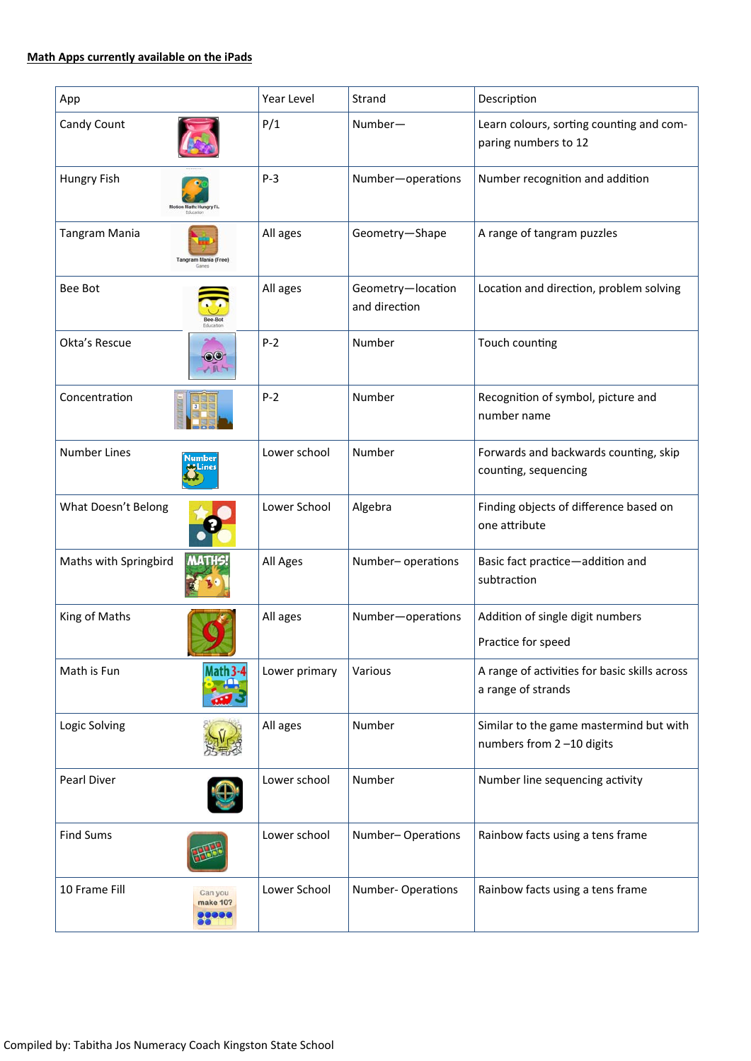**Math Apps currently available on the iPads**

| App | Year Level | Strand | Description |
|---|---|---|---|
| Candy Count | P/1 | Number— | Learn colours, sorting counting and comparing numbers to 12 |
| Hungry Fish | P-3 | Number—operations | Number recognition and addition |
| Tangram Mania | All ages | Geometry—Shape | A range of tangram puzzles |
| Bee Bot | All ages | Geometry—location and direction | Location and direction, problem solving |
| Okta's Rescue | P-2 | Number | Touch counting |
| Concentration | P-2 | Number | Recognition of symbol, picture and number name |
| Number Lines | Lower school | Number | Forwards and backwards counting, skip counting, sequencing |
| What Doesn't Belong | Lower School | Algebra | Finding objects of difference based on one attribute |
| Maths with Springbird | All Ages | Number– operations | Basic fact practice—addition and subtraction |
| King of Maths | All ages | Number—operations | Addition of single digit numbers<br><br>Practice for speed |
| Math is Fun | Lower primary | Various | A range of activities for basic skills across a range of strands |
| Logic Solving | All ages | Number | Similar to the game mastermind but with numbers from 2 –10 digits |
| Pearl Diver | Lower school | Number | Number line sequencing activity |
| Find Sums | Lower school | Number– Operations | Rainbow facts using a tens frame |
| 10 Frame Fill | Lower School | Number- Operations | Rainbow facts using a tens frame |

Compiled by: Tabitha Jos Numeracy Coach Kingston State School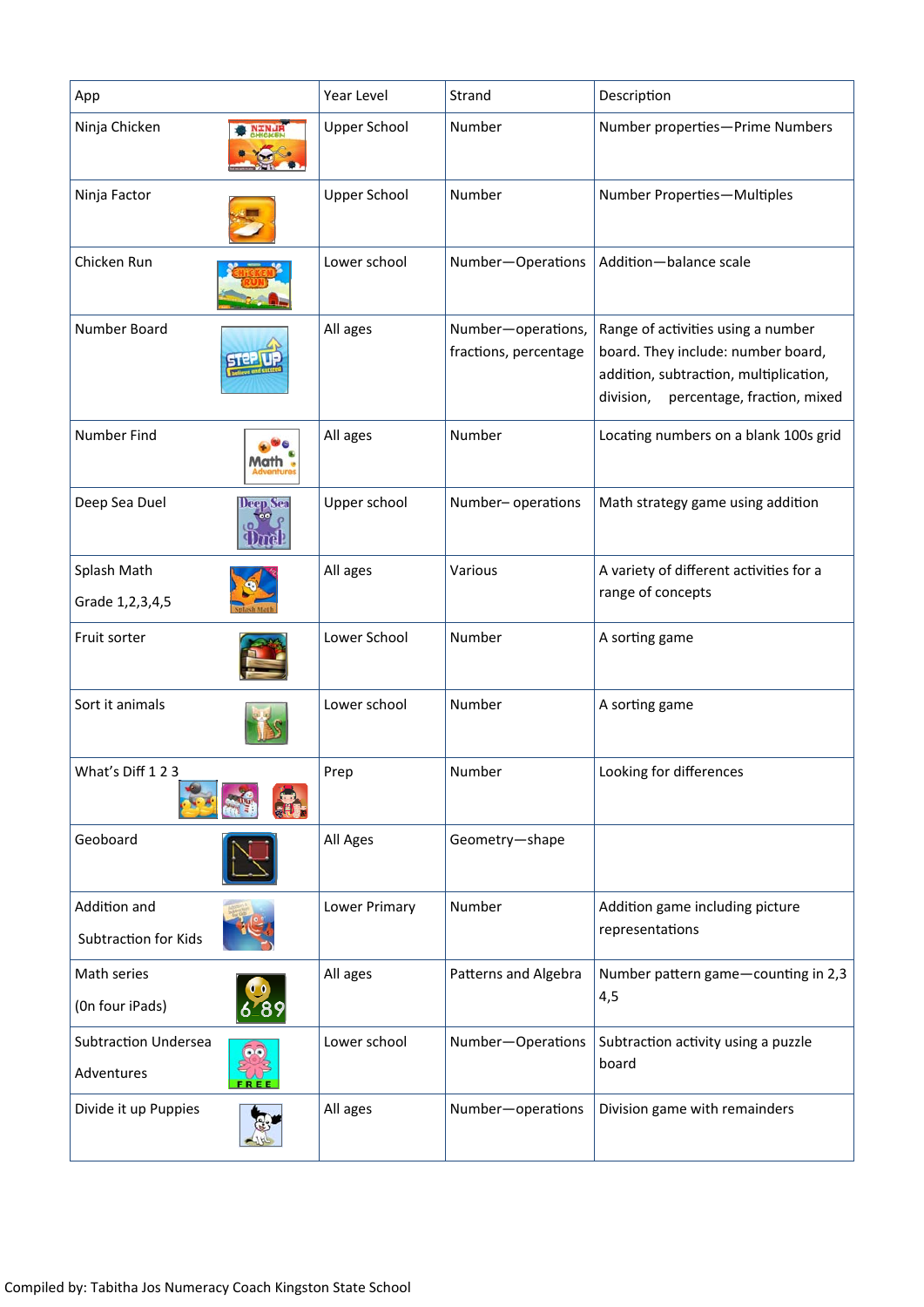| App | Year Level | Strand | Description |
|---|---|---|---|
| Ninja Chicken | Upper School | Number | Number properties—Prime Numbers |
| Ninja Factor | Upper School | Number | Number Properties—Multiples |
| Chicken Run | Lower school | Number—Operations | Addition—balance scale |
| Number Board | All ages | Number—operations, fractions, percentage | Range of activities using a number board. They include: number board, addition, subtraction, multiplication, division, percentage, fraction, mixed |
| Number Find | All ages | Number | Locating numbers on a blank 100s grid |
| Deep Sea Duel | Upper school | Number– operations | Math strategy game using addition |
| Splash Math Grade 1,2,3,4,5 | All ages | Various | A variety of different activities for a range of concepts |
| Fruit sorter | Lower School | Number | A sorting game |
| Sort it animals | Lower school | Number | A sorting game |
| What's Diff 1 2 3 | Prep | Number | Looking for differences |
| Geoboard | All Ages | Geometry—shape | |
| Addition and Subtraction for Kids | Lower Primary | Number | Addition game including picture representations |
| Math series (0n four iPads) | All ages | Patterns and Algebra | Number pattern game—counting in 2,3 4,5 |
| Subtraction Undersea Adventures | Lower school | Number—Operations | Subtraction activity using a puzzle board |
| Divide it up Puppies | All ages | Number—operations | Division game with remainders |

Compiled by: Tabitha Jos Numeracy Coach Kingston State School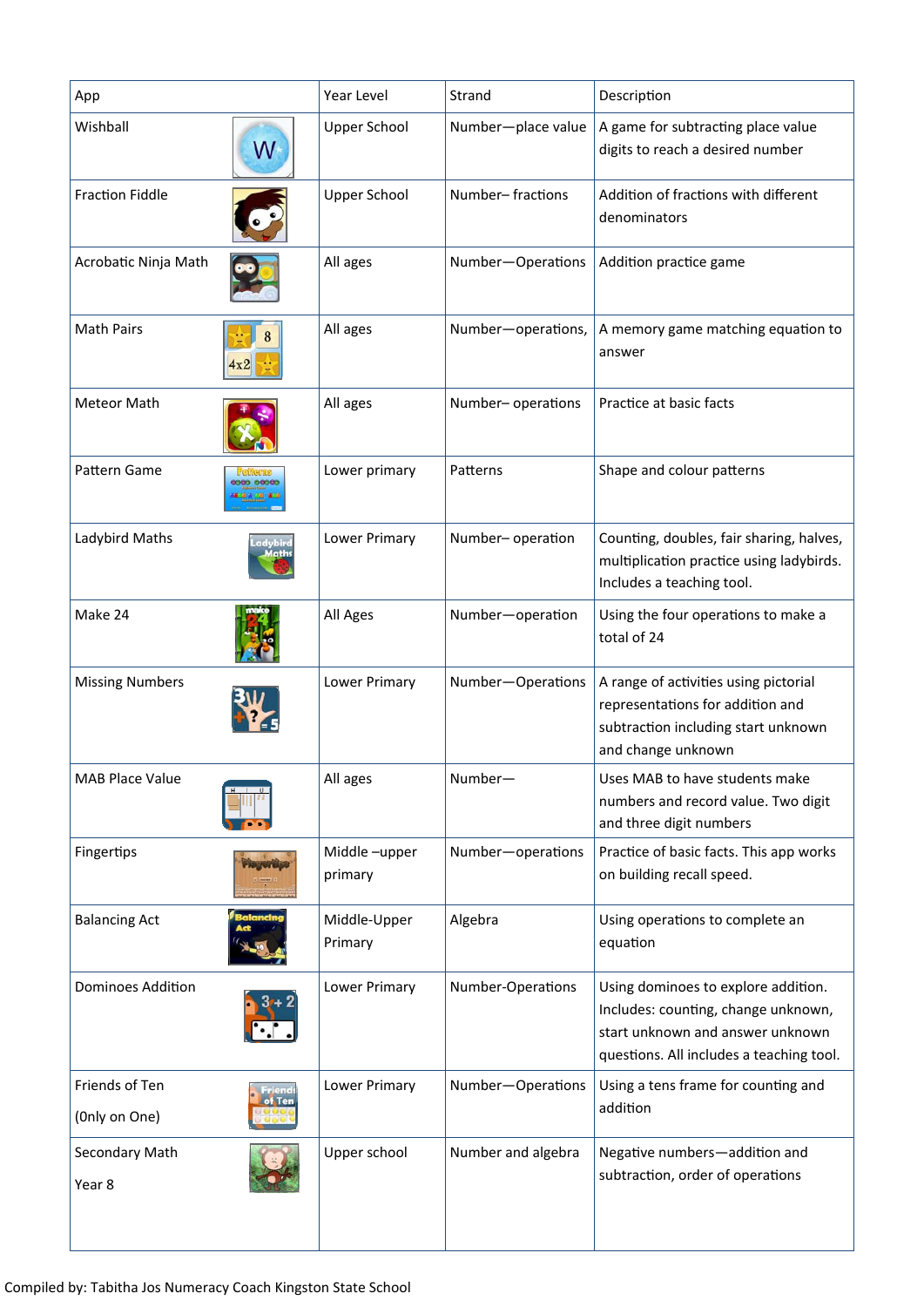| App | Year Level | Strand | Description |
|---|---|---|---|
| Wishball | Upper School | Number—place value | A game for subtracting place value digits to reach a desired number |
| Fraction Fiddle | Upper School | Number– fractions | Addition of fractions with different denominators |
| Acrobatic Ninja Math | All ages | Number—Operations | Addition practice game |
| Math Pairs | All ages | Number—operations, | A memory game matching equation to answer |
| Meteor Math | All ages | Number– operations | Practice at basic facts |
| Pattern Game | Lower primary | Patterns | Shape and colour patterns |
| Ladybird Maths | Lower Primary | Number– operation | Counting, doubles, fair sharing, halves, multiplication practice using ladybirds. Includes a teaching tool. |
| Make 24 | All Ages | Number—operation | Using the four operations to make a total of 24 |
| Missing Numbers | Lower Primary | Number—Operations | A range of activities using pictorial representations for addition and subtraction including start unknown and change unknown |
| MAB Place Value | All ages | Number— | Uses MAB to have students make numbers and record value. Two digit and three digit numbers |
| Fingertips | Middle –upper primary | Number—operations | Practice of basic facts. This app works on building recall speed. |
| Balancing Act | Middle-Upper Primary | Algebra | Using operations to complete an equation |
| Dominoes Addition | Lower Primary | Number-Operations | Using dominoes to explore addition. Includes: counting, change unknown, start unknown and answer unknown questions. All includes a teaching tool. |
| Friends of Ten (0nly on One) | Lower Primary | Number—Operations | Using a tens frame for counting and addition |
| Secondary Math Year 8 | Upper school | Number and algebra | Negative numbers—addition and subtraction, order of operations |

Compiled by: Tabitha Jos Numeracy Coach Kingston State School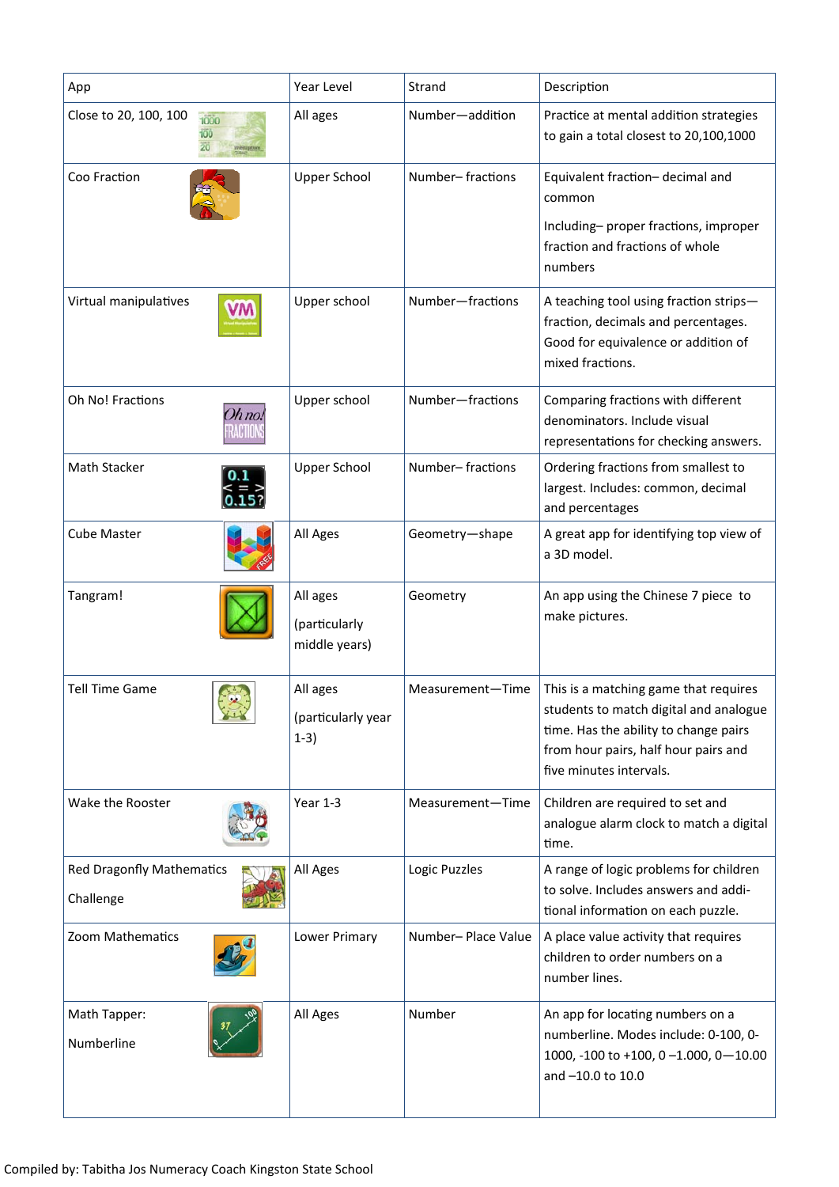| App | Year Level | Strand | Description |
|---|---|---|---|
| Close to 20, 100, 100 | All ages | Number—addition | Practice at mental addition strategies to gain a total closest to 20,100,1000 |
| Coo Fraction | Upper School | Number– fractions | Equivalent fraction– decimal and common<br><br>Including– proper fractions, improper fraction and fractions of whole numbers |
| Virtual manipulatives | Upper school | Number—fractions | A teaching tool using fraction strips—fraction, decimals and percentages. Good for equivalence or addition of mixed fractions. |
| Oh No! Fractions | Upper school | Number—fractions | Comparing fractions with different denominators. Include visual representations for checking answers. |
| Math Stacker | Upper School | Number– fractions | Ordering fractions from smallest to largest. Includes: common, decimal and percentages |
| Cube Master | All Ages | Geometry—shape | A great app for identifying top view of a 3D model. |
| Tangram! | All ages<br><br>(particularly middle years) | Geometry | An app using the Chinese 7 piece to make pictures. |
| Tell Time Game | All ages<br><br>(particularly year 1-3) | Measurement—Time | This is a matching game that requires students to match digital and analogue time. Has the ability to change pairs from hour pairs, half hour pairs and five minutes intervals. |
| Wake the Rooster | Year 1-3 | Measurement—Time | Children are required to set and analogue alarm clock to match a digital time. |
| Red Dragonfly Mathematics Challenge | All Ages | Logic Puzzles | A range of logic problems for children to solve. Includes answers and additional information on each puzzle. |
| Zoom Mathematics | Lower Primary | Number– Place Value | A place value activity that requires children to order numbers on a number lines. |
| Math Tapper: Numberline | All Ages | Number | An app for locating numbers on a numberline. Modes include: 0-100, 0-1000, -100 to +100, 0 –1.000, 0—10.00 and –10.0 to 10.0 |

Compiled by: Tabitha Jos Numeracy Coach Kingston State School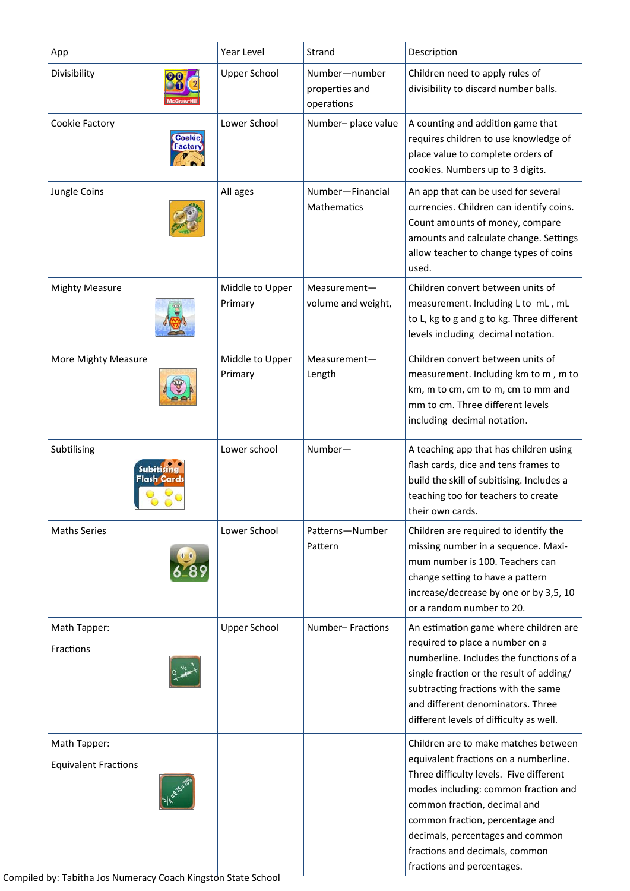| App | Year Level | Strand | Description |
|---|---|---|---|
| Divisibility | Upper School | Number—number properties and operations | Children need to apply rules of divisibility to discard number balls. |
| Cookie Factory | Lower School | Number– place value | A counting and addition game that requires children to use knowledge of place value to complete orders of cookies. Numbers up to 3 digits. |
| Jungle Coins | All ages | Number—Financial Mathematics | An app that can be used for several currencies. Children can identify coins. Count amounts of money, compare amounts and calculate change. Settings allow teacher to change types of coins used. |
| Mighty Measure | Middle to Upper Primary | Measurement—volume and weight, | Children convert between units of measurement. Including L to mL , mL to L, kg to g and g to kg. Three different levels including decimal notation. |
| More Mighty Measure | Middle to Upper Primary | Measurement—Length | Children convert between units of measurement. Including km to m , m to km, m to cm, cm to m, cm to mm and mm to cm. Three different levels including decimal notation. |
| Subtilising | Lower school | Number— | A teaching app that has children using flash cards, dice and tens frames to build the skill of subitising. Includes a teaching too for teachers to create their own cards. |
| Maths Series | Lower School | Patterns—Number Pattern | Children are required to identify the missing number in a sequence. Maximum number is 100. Teachers can change setting to have a pattern increase/decrease by one or by 3,5, 10 or a random number to 20. |
| Math Tapper: Fractions | Upper School | Number– Fractions | An estimation game where children are required to place a number on a numberline. Includes the functions of a single fraction or the result of adding/ subtracting fractions with the same and different denominators. Three different levels of difficulty as well. |
| Math Tapper: Equivalent Fractions | | | Children are to make matches between equivalent fractions on a numberline. Three difficulty levels. Five different modes including: common fraction and common fraction, decimal and common fraction, percentage and decimals, percentages and common fractions and decimals, common fractions and percentages. |

Compiled by: Tabitha Jos Numeracy Coach Kingston State School